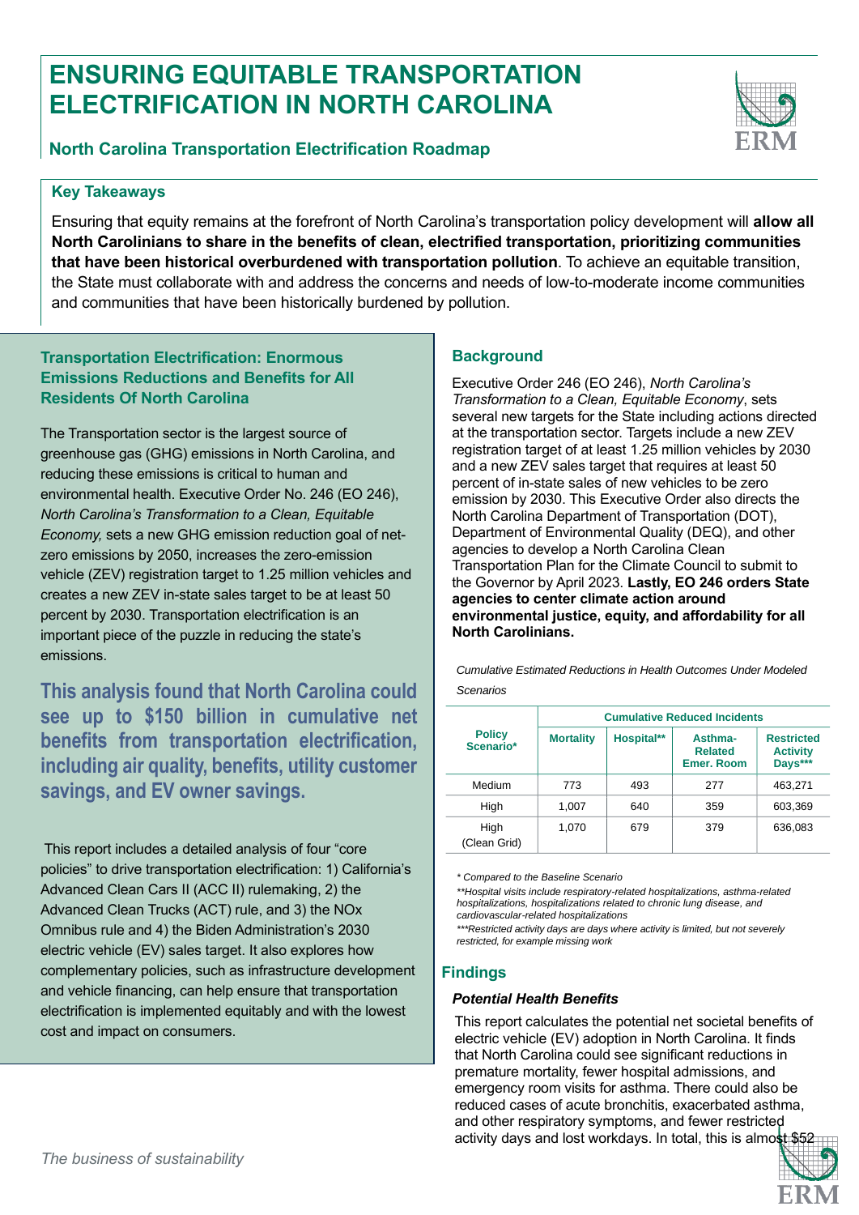# ENSURING EQUITABLE TRANSPORTATION ELECTRIFICATION IN NORTH CAROLINA

## North Carolina Transportation Electrification Roadmap

### Key Takeaways

Ensuring that equity remains at the forefront of North Carolina's transportation policy development will **allow all North Carolinians to share in the benefits of clean, electrified transportation, prioritizing communities that have been historical overburdened with transportation pollution**. To achieve an equitable transition, the State must collaborate with and address the concerns and needs of low-to-moderate income communities and communities that have been historically burdened by pollution.

### Transportation Electrification: Enormous Emissions Reductions and Benefits for All Residents Of North Carolina

The Transportation sector is the largest source of greenhouse gas (GHG) emissions in North Carolina, and reducing these emissions is critical to human and environmental health. Executive Order No. 246 (EO 246), *North Carolina's Transformation to a Clean, Equitable Economy,* sets a new GHG emission reduction goal of net-zero emissions by 2050, increases the zero-emission vehicle (ZEV) registration target to 1.25 million vehicles and creates a new ZEV in-state sales target to be at least 50 percent by 2030. Transportation electrification is an important piece of the puzzle in reducing the state's emissions.

**This analysis found that North Carolina could see up to $150 billion in cumulative net benefits from transportation electrification, including air quality, benefits, utility customer savings, and EV owner savings.**

This report includes a detailed analysis of four "core policies" to drive transportation electrification: 1) California's Advanced Clean Cars II (ACC II) rulemaking, 2) the Advanced Clean Trucks (ACT) rule, and 3) the NOx Omnibus rule and 4) the Biden Administration's 2030 electric vehicle (EV) sales target. It also explores how complementary policies, such as infrastructure development and vehicle financing, can help ensure that transportation electrification is implemented equitably and with the lowest cost and impact on consumers.

### Background

Executive Order 246 (EO 246), *North Carolina's Transformation to a Clean, Equitable Economy*, sets several new targets for the State including actions directed at the transportation sector. Targets include a new ZEV registration target of at least 1.25 million vehicles by 2030 and a new ZEV sales target that requires at least 50 percent of in-state sales of new vehicles to be zero emission by 2030. This Executive Order also directs the North Carolina Department of Transportation (DOT), Department of Environmental Quality (DEQ), and other agencies to develop a North Carolina Clean Transportation Plan for the Climate Council to submit to the Governor by April 2023. **Lastly, EO 246 orders State agencies to center climate action around environmental justice, equity, and affordability for all North Carolinians.**

*Cumulative Estimated Reductions in Health Outcomes Under Modeled Scenarios*

| Policy Scenario* | Cumulative Reduced Incidents | | | |
|---|---|---|---|---|
| | Mortality | Hospital** | Asthma-Related Emer. Room | Restricted Activity Days*** |
| Medium | 773 | 493 | 277 | 463,271 |
| High | 1,007 | 640 | 359 | 603,369 |
| High (Clean Grid) | 1,070 | 679 | 379 | 636,083 |

*\* Compared to the Baseline Scenario*

*\*\*Hospital visits include respiratory-related hospitalizations, asthma-related hospitalizations, hospitalizations related to chronic lung disease, and cardiovascular-related hospitalizations*

*\*\*\*Restricted activity days are days where activity is limited, but not severely restricted, for example missing work*

### Findings

#### *Potential Health Benefits*

This report calculates the potential net societal benefits of electric vehicle (EV) adoption in North Carolina. It finds that North Carolina could see significant reductions in premature mortality, fewer hospital admissions, and emergency room visits for asthma. There could also be reduced cases of acute bronchitis, exacerbated asthma, and other respiratory symptoms, and fewer restricted activity days and lost workdays. In total, this is almost $52

*The business of sustainability*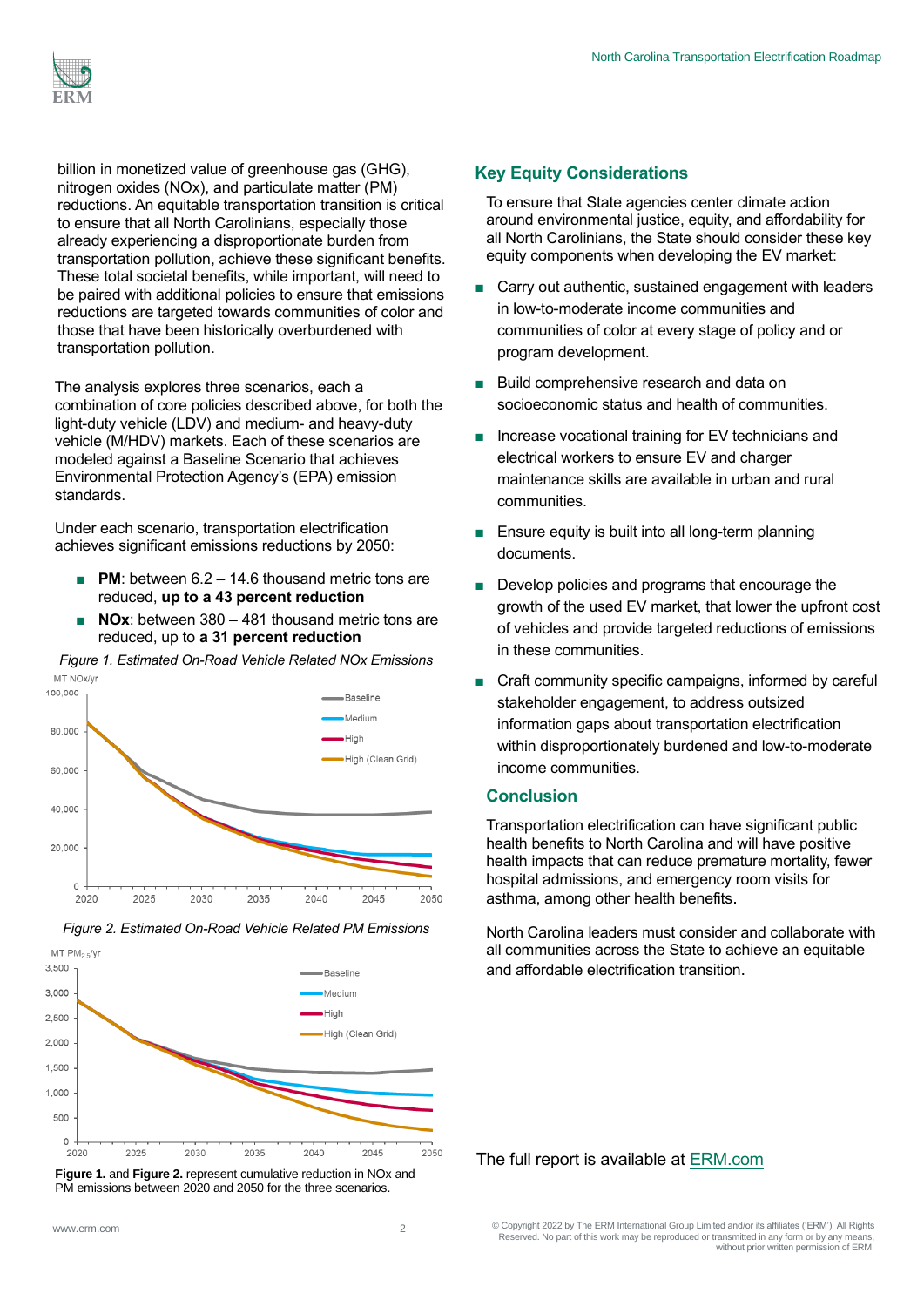billion in monetized value of greenhouse gas (GHG), nitrogen oxides (NOx), and particulate matter (PM) reductions. An equitable transportation transition is critical to ensure that all North Carolinians, especially those already experiencing a disproportionate burden from transportation pollution, achieve these significant benefits. These total societal benefits, while important, will need to be paired with additional policies to ensure that emissions reductions are targeted towards communities of color and those that have been historically overburdened with transportation pollution.

The analysis explores three scenarios, each a combination of core policies described above, for both the light-duty vehicle (LDV) and medium- and heavy-duty vehicle (M/HDV) markets. Each of these scenarios are modeled against a Baseline Scenario that achieves Environmental Protection Agency's (EPA) emission standards.

Under each scenario, transportation electrification achieves significant emissions reductions by 2050:

- **PM**: between 6.2 – 14.6 thousand metric tons are reduced, **up to a 43 percent reduction**
- **NOx**: between 380 – 481 thousand metric tons are reduced, up to **a 31 percent reduction**

*Figure 1. Estimated On-Road Vehicle Related NOx Emissions*

MT NOx/yr
100,000
80,000
60,000
40,000
20,000
0
2020 2025 2030 2035 2040 2045 2050
Baseline
Medium
High
High (Clean Grid)

*Figure 2. Estimated On-Road Vehicle Related PM Emissions*

MT $PM_{2.5}$/yr
3,500
3,000
2,500
2,000
1,500
1,000
500
0
2020 2025 2030 2035 2040 2045 2050
Baseline
Medium
High
High (Clean Grid)

**Figure 1.** and **Figure 2.** represent cumulative reduction in NOx and PM emissions between 2020 and 2050 for the three scenarios.

## Key Equity Considerations

To ensure that State agencies center climate action around environmental justice, equity, and affordability for all North Carolinians, the State should consider these key equity components when developing the EV market:

- Carry out authentic, sustained engagement with leaders in low-to-moderate income communities and communities of color at every stage of policy and or program development.
- Build comprehensive research and data on socioeconomic status and health of communities.
- Increase vocational training for EV technicians and electrical workers to ensure EV and charger maintenance skills are available in urban and rural communities.
- Ensure equity is built into all long-term planning documents.
- Develop policies and programs that encourage the growth of the used EV market, that lower the upfront cost of vehicles and provide targeted reductions of emissions in these communities.
- Craft community specific campaigns, informed by careful stakeholder engagement, to address outsized information gaps about transportation electrification within disproportionately burdened and low-to-moderate income communities.

## Conclusion

Transportation electrification can have significant public health benefits to North Carolina and will have positive health impacts that can reduce premature mortality, fewer hospital admissions, and emergency room visits for asthma, among other health benefits.

North Carolina leaders must consider and collaborate with all communities across the State to achieve an equitable and affordable electrification transition.

The full report is available at [ERM.com](ERM.com)

© Copyright 2022 by The ERM International Group Limited and/or its affiliates ('ERM'). All Rights Reserved. No part of this work may be reproduced or transmitted in any form or by any means, without prior written permission of ERM.